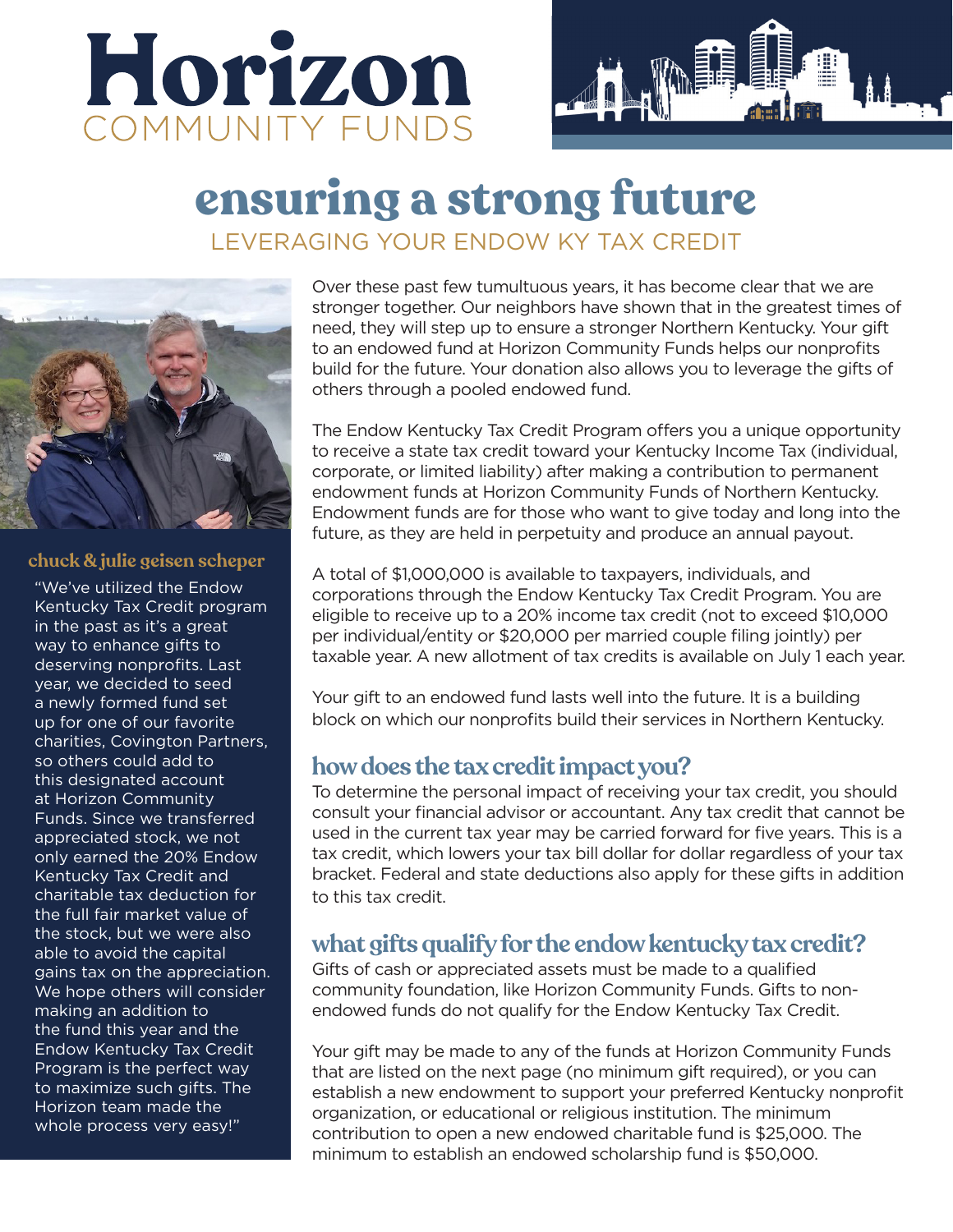# Horizon
COMMUNITY FUNDS

# ensuring a strong future

## LEVERAGING YOUR ENDOW KY TAX CREDIT

Over these past few tumultuous years, it has become clear that we are stronger together. Our neighbors have shown that in the greatest times of need, they will step up to ensure a stronger Northern Kentucky. Your gift to an endowed fund at Horizon Community Funds helps our nonprofits build for the future. Your donation also allows you to leverage the gifts of others through a pooled endowed fund.

The Endow Kentucky Tax Credit Program offers you a unique opportunity to receive a state tax credit toward your Kentucky Income Tax (individual, corporate, or limited liability) after making a contribution to permanent endowment funds at Horizon Community Funds of Northern Kentucky. Endowment funds are for those who want to give today and long into the future, as they are held in perpetuity and produce an annual payout.

A total of $1,000,000 is available to taxpayers, individuals, and corporations through the Endow Kentucky Tax Credit Program. You are eligible to receive up to a 20% income tax credit (not to exceed $10,000 per individual/entity or $20,000 per married couple filing jointly) per taxable year. A new allotment of tax credits is available on July 1 each year.

Your gift to an endowed fund lasts well into the future. It is a building block on which our nonprofits build their services in Northern Kentucky.

### how does the tax credit impact you?

To determine the personal impact of receiving your tax credit, you should consult your financial advisor or accountant. Any tax credit that cannot be used in the current tax year may be carried forward for five years. This is a tax credit, which lowers your tax bill dollar for dollar regardless of your tax bracket. Federal and state deductions also apply for these gifts in addition to this tax credit.

### what gifts qualify for the endow kentucky tax credit?

Gifts of cash or appreciated assets must be made to a qualified community foundation, like Horizon Community Funds. Gifts to non-endowed funds do not qualify for the Endow Kentucky Tax Credit.

Your gift may be made to any of the funds at Horizon Community Funds that are listed on the next page (no minimum gift required), or you can establish a new endowment to support your preferred Kentucky nonprofit organization, or educational or religious institution. The minimum contribution to open a new endowed charitable fund is $25,000. The minimum to establish an endowed scholarship fund is $50,000.

**chuck & julie geisen scheper**

"We've utilized the Endow Kentucky Tax Credit program in the past as it's a great way to enhance gifts to deserving nonprofits. Last year, we decided to seed a newly formed fund set up for one of our favorite charities, Covington Partners, so others could add to this designated account at Horizon Community Funds. Since we transferred appreciated stock, we not only earned the 20% Endow Kentucky Tax Credit and charitable tax deduction for the full fair market value of the stock, but we were also able to avoid the capital gains tax on the appreciation. We hope others will consider making an addition to the fund this year and the Endow Kentucky Tax Credit Program is the perfect way to maximize such gifts. The Horizon team made the whole process very easy!"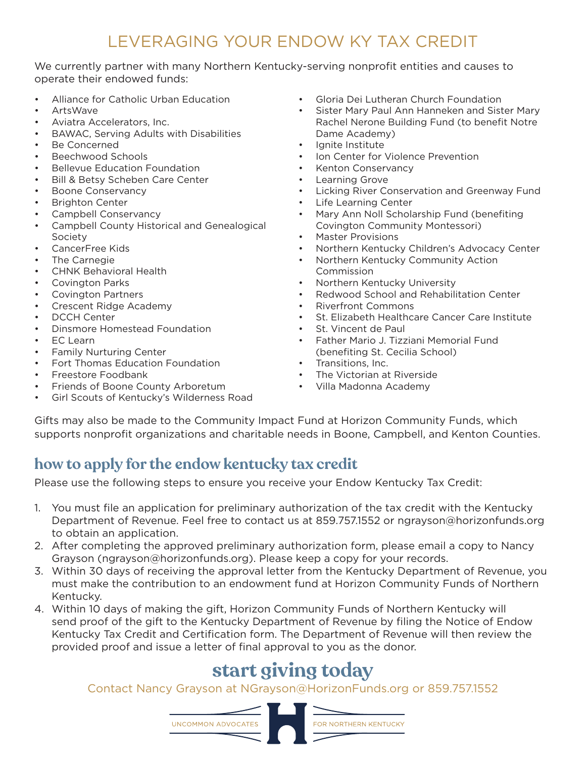# LEVERAGING YOUR ENDOW KY TAX CREDIT

We currently partner with many Northern Kentucky-serving nonprofit entities and causes to operate their endowed funds:

- Alliance for Catholic Urban Education
- ArtsWave
- Aviatra Accelerators, Inc.
- BAWAC, Serving Adults with Disabilities
- Be Concerned
- Beechwood Schools
- Bellevue Education Foundation
- Bill & Betsy Scheben Care Center
- Boone Conservancy
- Brighton Center
- Campbell Conservancy
- Campbell County Historical and Genealogical Society
- CancerFree Kids
- The Carnegie
- CHNK Behavioral Health
- Covington Parks
- Covington Partners
- Crescent Ridge Academy
- DCCH Center
- Dinsmore Homestead Foundation
- EC Learn
- Family Nurturing Center
- Fort Thomas Education Foundation
- Freestore Foodbank
- Friends of Boone County Arboretum
- Girl Scouts of Kentucky's Wilderness Road
- Gloria Dei Lutheran Church Foundation
- Sister Mary Paul Ann Hanneken and Sister Mary Rachel Nerone Building Fund (to benefit Notre Dame Academy)
- Ignite Institute
- Ion Center for Violence Prevention
- Kenton Conservancy
- Learning Grove
- Licking River Conservation and Greenway Fund
- Life Learning Center
- Mary Ann Noll Scholarship Fund (benefiting Covington Community Montessori)
- Master Provisions
- Northern Kentucky Children's Advocacy Center
- Northern Kentucky Community Action Commission
- Northern Kentucky University
- Redwood School and Rehabilitation Center
- Riverfront Commons
- St. Elizabeth Healthcare Cancer Care Institute
- St. Vincent de Paul
- Father Mario J. Tizziani Memorial Fund (benefiting St. Cecilia School)
- Transitions, Inc.
- The Victorian at Riverside
- Villa Madonna Academy

Gifts may also be made to the Community Impact Fund at Horizon Community Funds, which supports nonprofit organizations and charitable needs in Boone, Campbell, and Kenton Counties.

## how to apply for the endow kentucky tax credit

Please use the following steps to ensure you receive your Endow Kentucky Tax Credit:

1. You must file an application for preliminary authorization of the tax credit with the Kentucky Department of Revenue. Feel free to contact us at 859.757.1552 or ngrayson@horizonfunds.org to obtain an application.
2. After completing the approved preliminary authorization form, please email a copy to Nancy Grayson (ngrayson@horizonfunds.org). Please keep a copy for your records.
3. Within 30 days of receiving the approval letter from the Kentucky Department of Revenue, you must make the contribution to an endowment fund at Horizon Community Funds of Northern Kentucky.
4. Within 10 days of making the gift, Horizon Community Funds of Northern Kentucky will send proof of the gift to the Kentucky Department of Revenue by filing the Notice of Endow Kentucky Tax Credit and Certification form. The Department of Revenue will then review the provided proof and issue a letter of final approval to you as the donor.

## start giving today

Contact Nancy Grayson at NGrayson@HorizonFunds.org or 859.757.1552

UNCOMMON ADVOCATES FOR NORTHERN KENTUCKY